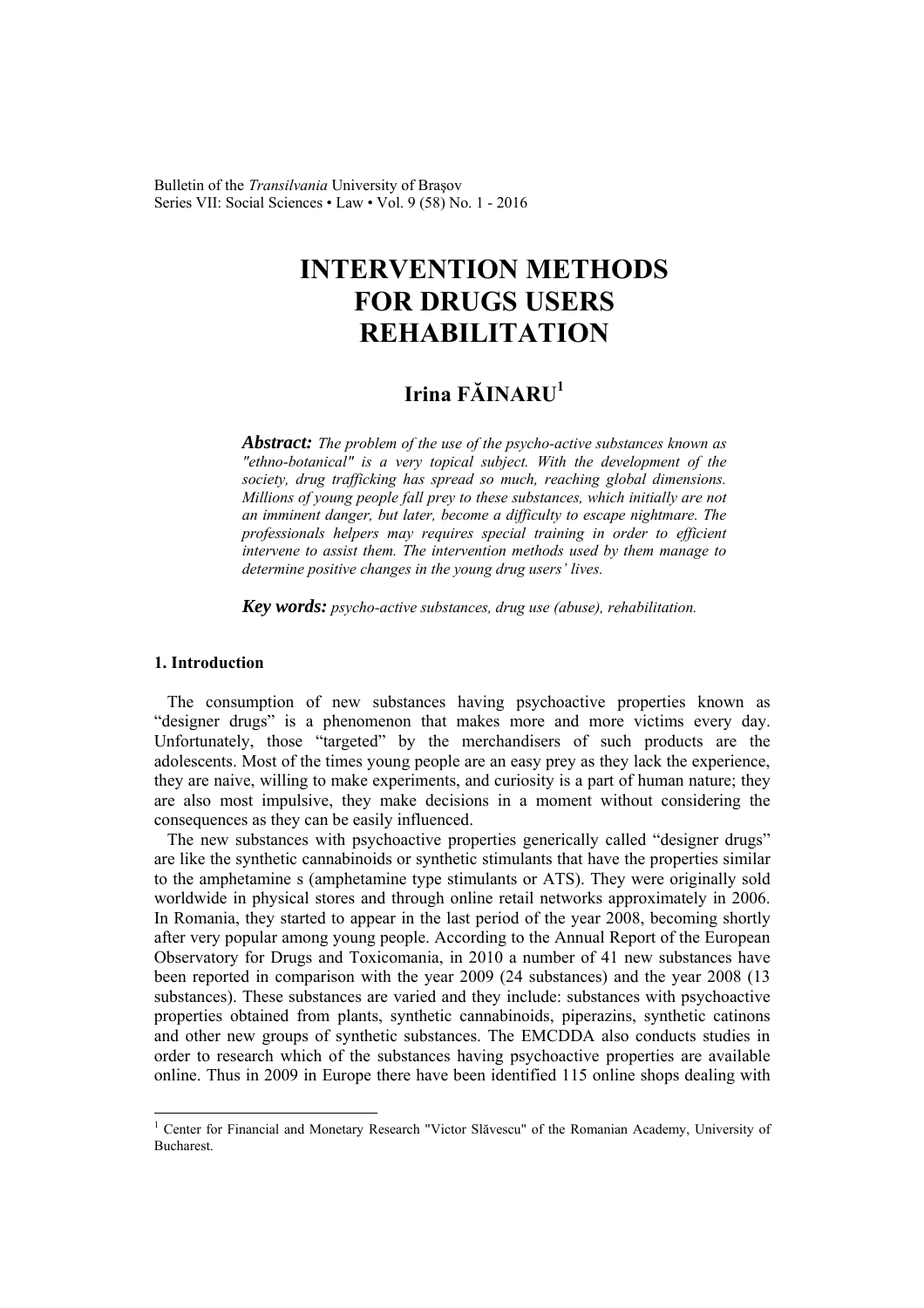# INTERVENTION METHODS FOR DRUGS USERS REHABILITATION

## Irina FĂINARU[1]

***Abstract:*** *The problem of the use of the psycho-active substances known as "ethno-botanical" is a very topical subject. With the development of the society, drug trafficking has spread so much, reaching global dimensions. Millions of young people fall prey to these substances, which initially are not an imminent danger, but later, become a difficulty to escape nightmare. The professionals helpers may requires special training in order to efficient intervene to assist them. The intervention methods used by them manage to determine positive changes in the young drug users' lives.*

***Key words:*** *psycho-active substances, drug use (abuse), rehabilitation.*

### 1. Introduction

The consumption of new substances having psychoactive properties known as "designer drugs" is a phenomenon that makes more and more victims every day. Unfortunately, those "targeted" by the merchandisers of such products are the adolescents. Most of the times young people are an easy prey as they lack the experience, they are naive, willing to make experiments, and curiosity is a part of human nature; they are also most impulsive, they make decisions in a moment without considering the consequences as they can be easily influenced.

The new substances with psychoactive properties generically called "designer drugs" are like the synthetic cannabinoids or synthetic stimulants that have the properties similar to the amphetamine s (amphetamine type stimulants or ATS). They were originally sold worldwide in physical stores and through online retail networks approximately in 2006. In Romania, they started to appear in the last period of the year 2008, becoming shortly after very popular among young people. According to the Annual Report of the European Observatory for Drugs and Toxicomania, in 2010 a number of 41 new substances have been reported in comparison with the year 2009 (24 substances) and the year 2008 (13 substances). These substances are varied and they include: substances with psychoactive properties obtained from plants, synthetic cannabinoids, piperazins, synthetic catinons and other new groups of synthetic substances. The EMCDDA also conducts studies in order to research which of the substances having psychoactive properties are available online. Thus in 2009 in Europe there have been identified 115 online shops dealing with

[1] Center for Financial and Monetary Research "Victor Slăvescu" of the Romanian Academy, University of Bucharest.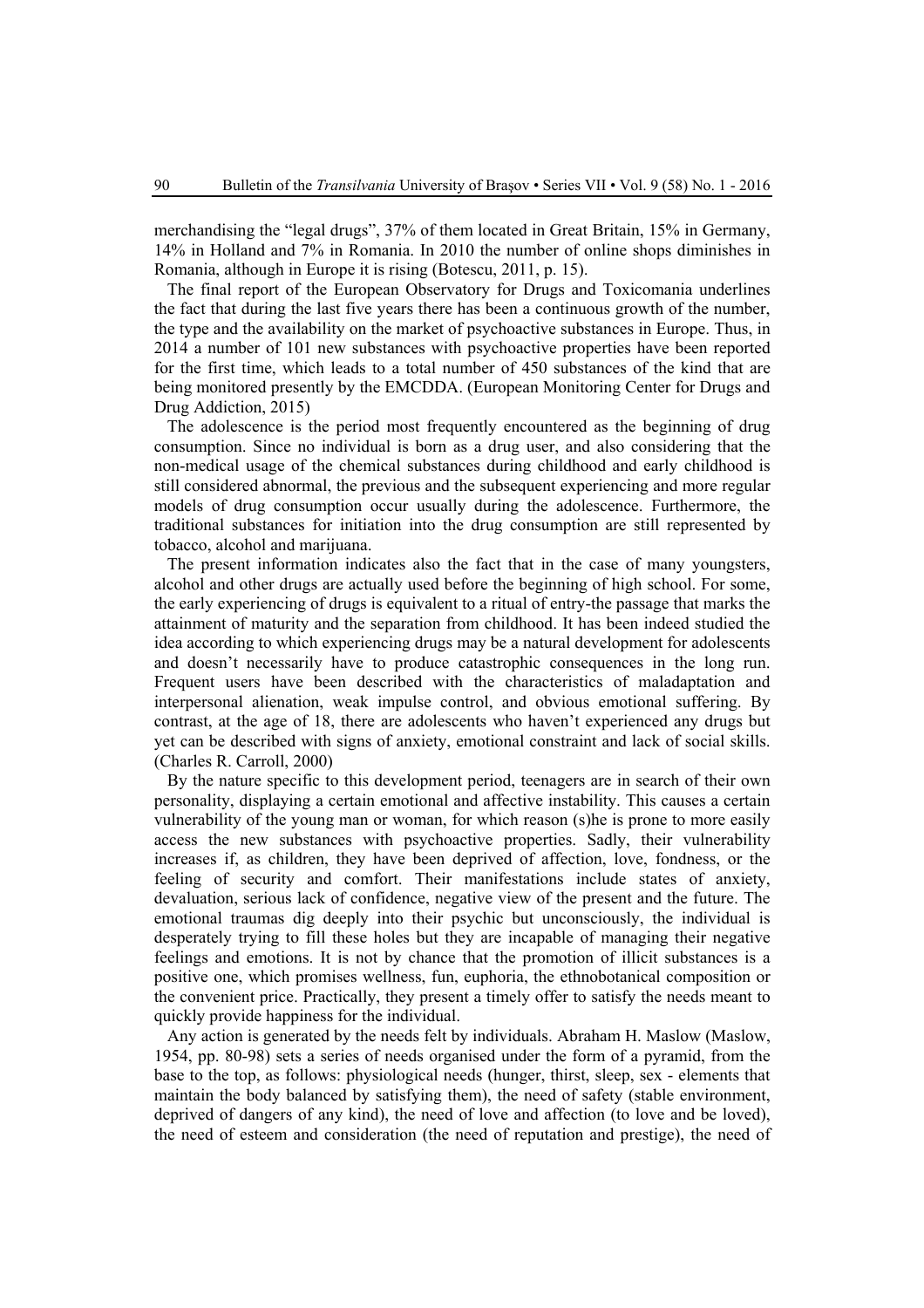merchandising the "legal drugs", 37% of them located in Great Britain, 15% in Germany, 14% in Holland and 7% in Romania. In 2010 the number of online shops diminishes in Romania, although in Europe it is rising (Botescu, 2011, p. 15).

The final report of the European Observatory for Drugs and Toxicomania underlines the fact that during the last five years there has been a continuous growth of the number, the type and the availability on the market of psychoactive substances in Europe. Thus, in 2014 a number of 101 new substances with psychoactive properties have been reported for the first time, which leads to a total number of 450 substances of the kind that are being monitored presently by the EMCDDA. (European Monitoring Center for Drugs and Drug Addiction, 2015)

The adolescence is the period most frequently encountered as the beginning of drug consumption. Since no individual is born as a drug user, and also considering that the non-medical usage of the chemical substances during childhood and early childhood is still considered abnormal, the previous and the subsequent experiencing and more regular models of drug consumption occur usually during the adolescence. Furthermore, the traditional substances for initiation into the drug consumption are still represented by tobacco, alcohol and marijuana.

The present information indicates also the fact that in the case of many youngsters, alcohol and other drugs are actually used before the beginning of high school. For some, the early experiencing of drugs is equivalent to a ritual of entry-the passage that marks the attainment of maturity and the separation from childhood. It has been indeed studied the idea according to which experiencing drugs may be a natural development for adolescents and doesn't necessarily have to produce catastrophic consequences in the long run. Frequent users have been described with the characteristics of maladaptation and interpersonal alienation, weak impulse control, and obvious emotional suffering. By contrast, at the age of 18, there are adolescents who haven't experienced any drugs but yet can be described with signs of anxiety, emotional constraint and lack of social skills. (Charles R. Carroll, 2000)

By the nature specific to this development period, teenagers are in search of their own personality, displaying a certain emotional and affective instability. This causes a certain vulnerability of the young man or woman, for which reason (s)he is prone to more easily access the new substances with psychoactive properties. Sadly, their vulnerability increases if, as children, they have been deprived of affection, love, fondness, or the feeling of security and comfort. Their manifestations include states of anxiety, devaluation, serious lack of confidence, negative view of the present and the future. The emotional traumas dig deeply into their psychic but unconsciously, the individual is desperately trying to fill these holes but they are incapable of managing their negative feelings and emotions. It is not by chance that the promotion of illicit substances is a positive one, which promises wellness, fun, euphoria, the ethnobotanical composition or the convenient price. Practically, they present a timely offer to satisfy the needs meant to quickly provide happiness for the individual.

Any action is generated by the needs felt by individuals. Abraham H. Maslow (Maslow, 1954, pp. 80-98) sets a series of needs organised under the form of a pyramid, from the base to the top, as follows: physiological needs (hunger, thirst, sleep, sex - elements that maintain the body balanced by satisfying them), the need of safety (stable environment, deprived of dangers of any kind), the need of love and affection (to love and be loved), the need of esteem and consideration (the need of reputation and prestige), the need of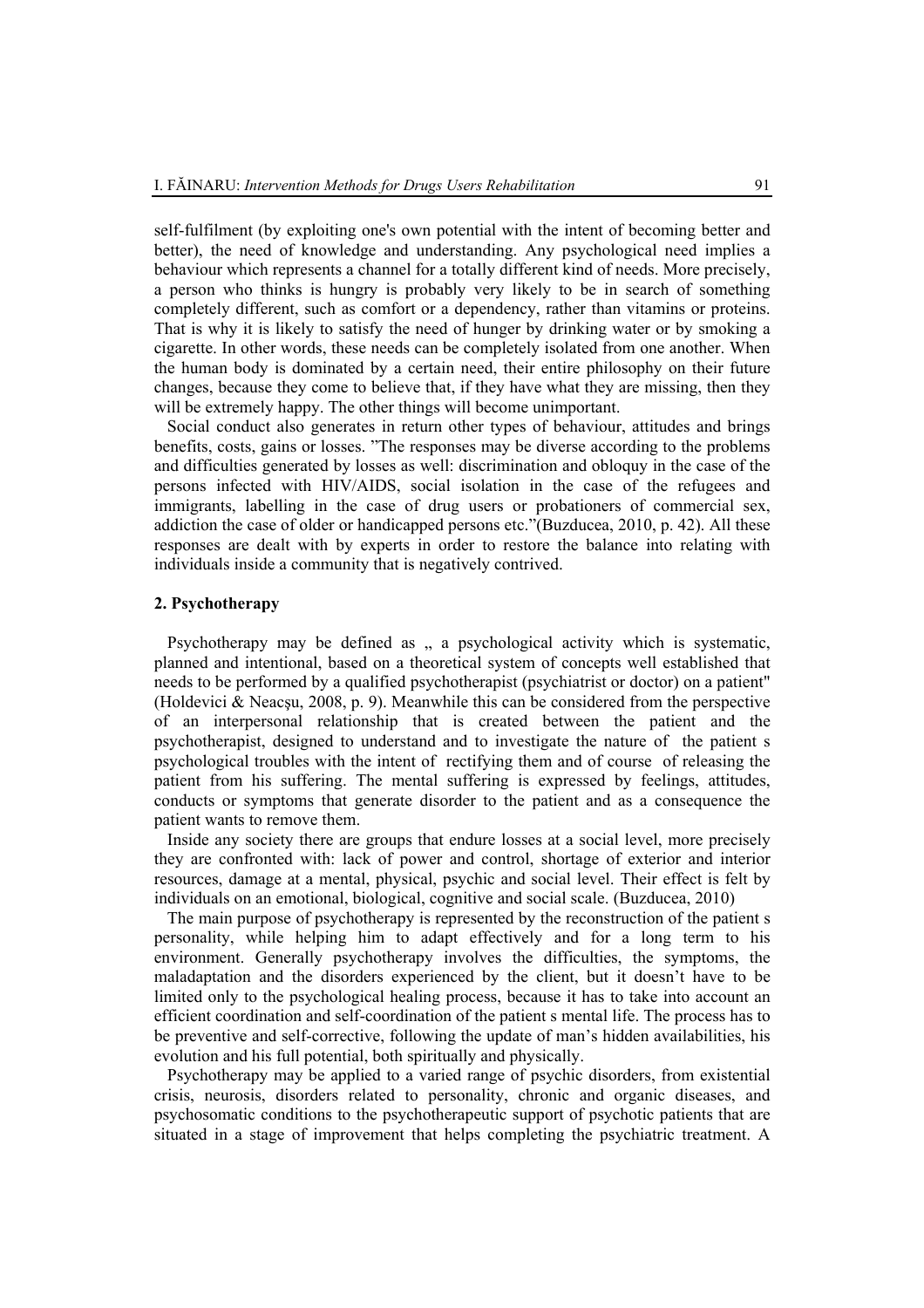self-fulfilment (by exploiting one's own potential with the intent of becoming better and better), the need of knowledge and understanding. Any psychological need implies a behaviour which represents a channel for a totally different kind of needs. More precisely, a person who thinks is hungry is probably very likely to be in search of something completely different, such as comfort or a dependency, rather than vitamins or proteins. That is why it is likely to satisfy the need of hunger by drinking water or by smoking a cigarette. In other words, these needs can be completely isolated from one another. When the human body is dominated by a certain need, their entire philosophy on their future changes, because they come to believe that, if they have what they are missing, then they will be extremely happy. The other things will become unimportant.

Social conduct also generates in return other types of behaviour, attitudes and brings benefits, costs, gains or losses. "The responses may be diverse according to the problems and difficulties generated by losses as well: discrimination and obloquy in the case of the persons infected with HIV/AIDS, social isolation in the case of the refugees and immigrants, labelling in the case of drug users or probationers of commercial sex, addiction the case of older or handicapped persons etc."(Buzducea, 2010, p. 42). All these responses are dealt with by experts in order to restore the balance into relating with individuals inside a community that is negatively contrived.

## 2. Psychotherapy

Psychotherapy may be defined as „ a psychological activity which is systematic, planned and intentional, based on a theoretical system of concepts well established that needs to be performed by a qualified psychotherapist (psychiatrist or doctor) on a patient" (Holdevici & Neacşu, 2008, p. 9). Meanwhile this can be considered from the perspective of an interpersonal relationship that is created between the patient and the psychotherapist, designed to understand and to investigate the nature of the patient s psychological troubles with the intent of rectifying them and of course of releasing the patient from his suffering. The mental suffering is expressed by feelings, attitudes, conducts or symptoms that generate disorder to the patient and as a consequence the patient wants to remove them.

Inside any society there are groups that endure losses at a social level, more precisely they are confronted with: lack of power and control, shortage of exterior and interior resources, damage at a mental, physical, psychic and social level. Their effect is felt by individuals on an emotional, biological, cognitive and social scale. (Buzducea, 2010)

The main purpose of psychotherapy is represented by the reconstruction of the patient s personality, while helping him to adapt effectively and for a long term to his environment. Generally psychotherapy involves the difficulties, the symptoms, the maladaptation and the disorders experienced by the client, but it doesn't have to be limited only to the psychological healing process, because it has to take into account an efficient coordination and self-coordination of the patient s mental life. The process has to be preventive and self-corrective, following the update of man's hidden availabilities, his evolution and his full potential, both spiritually and physically.

Psychotherapy may be applied to a varied range of psychic disorders, from existential crisis, neurosis, disorders related to personality, chronic and organic diseases, and psychosomatic conditions to the psychotherapeutic support of psychotic patients that are situated in a stage of improvement that helps completing the psychiatric treatment. A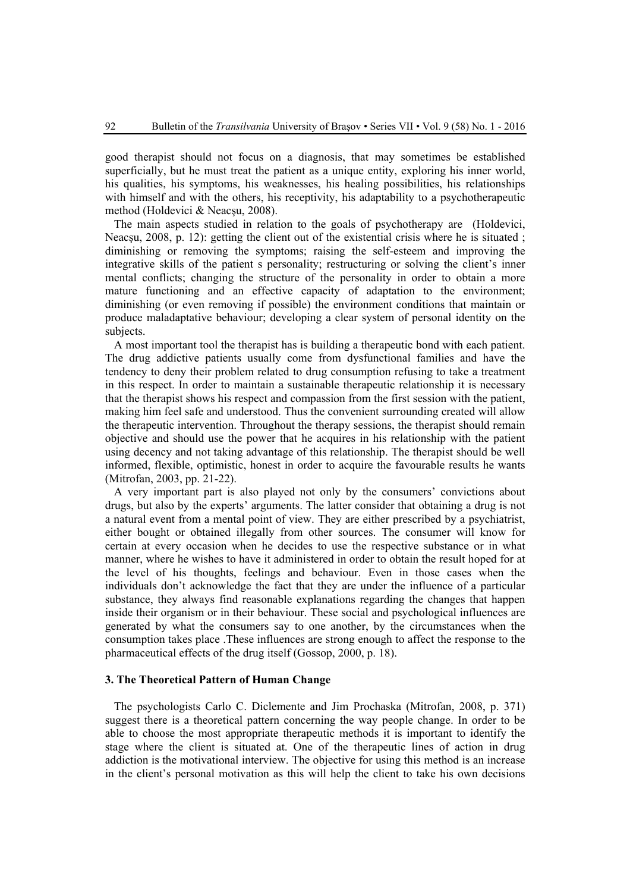good therapist should not focus on a diagnosis, that may sometimes be established superficially, but he must treat the patient as a unique entity, exploring his inner world, his qualities, his symptoms, his weaknesses, his healing possibilities, his relationships with himself and with the others, his receptivity, his adaptability to a psychotherapeutic method (Holdevici & Neacşu, 2008).

The main aspects studied in relation to the goals of psychotherapy are (Holdevici, Neacşu, 2008, p. 12): getting the client out of the existential crisis where he is situated ; diminishing or removing the symptoms; raising the self-esteem and improving the integrative skills of the patient s personality; restructuring or solving the client's inner mental conflicts; changing the structure of the personality in order to obtain a more mature functioning and an effective capacity of adaptation to the environment; diminishing (or even removing if possible) the environment conditions that maintain or produce maladaptative behaviour; developing a clear system of personal identity on the subjects.

A most important tool the therapist has is building a therapeutic bond with each patient. The drug addictive patients usually come from dysfunctional families and have the tendency to deny their problem related to drug consumption refusing to take a treatment in this respect. In order to maintain a sustainable therapeutic relationship it is necessary that the therapist shows his respect and compassion from the first session with the patient, making him feel safe and understood. Thus the convenient surrounding created will allow the therapeutic intervention. Throughout the therapy sessions, the therapist should remain objective and should use the power that he acquires in his relationship with the patient using decency and not taking advantage of this relationship. The therapist should be well informed, flexible, optimistic, honest in order to acquire the favourable results he wants (Mitrofan, 2003, pp. 21-22).

A very important part is also played not only by the consumers' convictions about drugs, but also by the experts' arguments. The latter consider that obtaining a drug is not a natural event from a mental point of view. They are either prescribed by a psychiatrist, either bought or obtained illegally from other sources. The consumer will know for certain at every occasion when he decides to use the respective substance or in what manner, where he wishes to have it administered in order to obtain the result hoped for at the level of his thoughts, feelings and behaviour. Even in those cases when the individuals don't acknowledge the fact that they are under the influence of a particular substance, they always find reasonable explanations regarding the changes that happen inside their organism or in their behaviour. These social and psychological influences are generated by what the consumers say to one another, by the circumstances when the consumption takes place .These influences are strong enough to affect the response to the pharmaceutical effects of the drug itself (Gossop, 2000, p. 18).

## 3. The Theoretical Pattern of Human Change

The psychologists Carlo C. Diclemente and Jim Prochaska (Mitrofan, 2008, p. 371) suggest there is a theoretical pattern concerning the way people change. In order to be able to choose the most appropriate therapeutic methods it is important to identify the stage where the client is situated at. One of the therapeutic lines of action in drug addiction is the motivational interview. The objective for using this method is an increase in the client's personal motivation as this will help the client to take his own decisions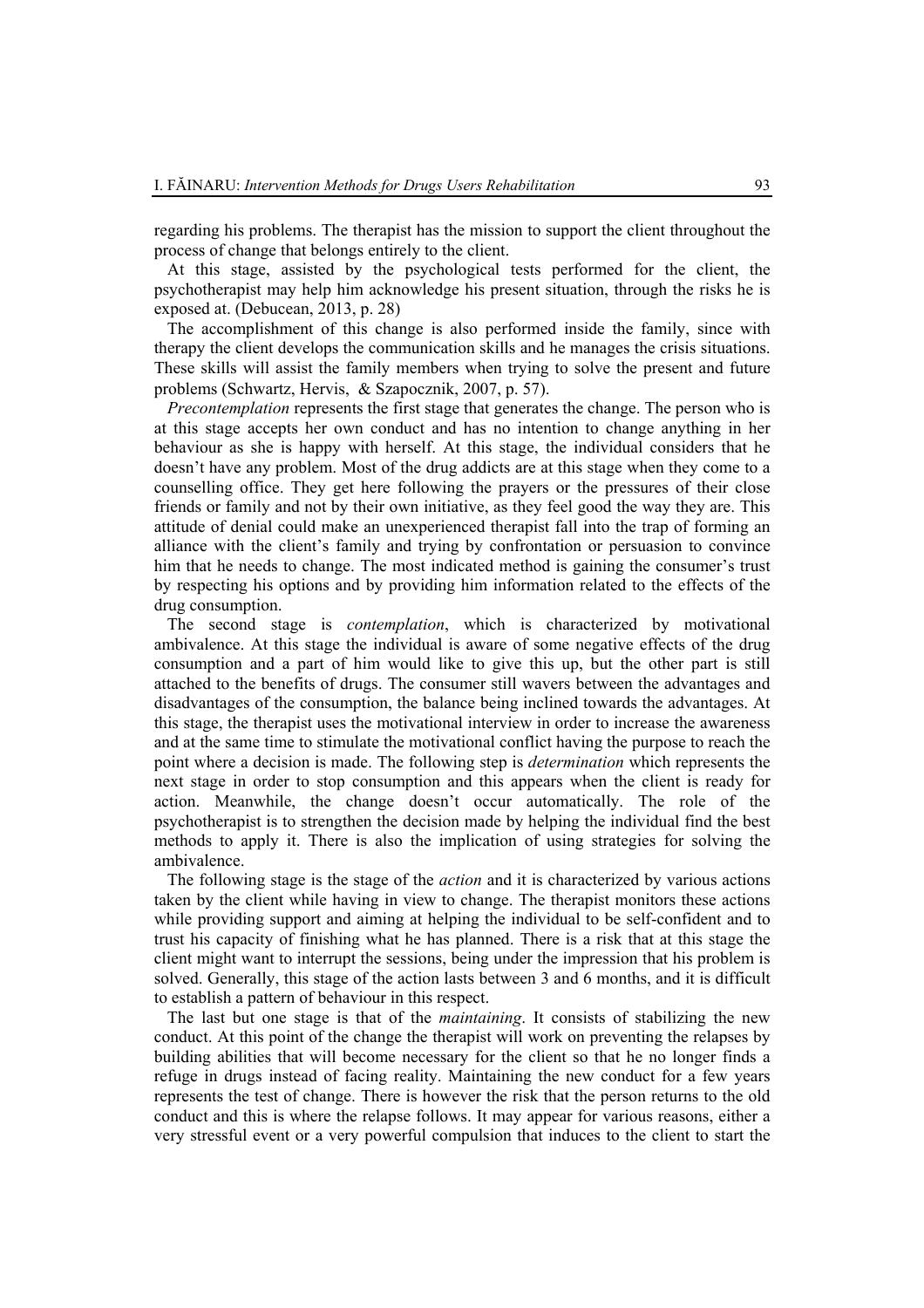regarding his problems. The therapist has the mission to support the client throughout the process of change that belongs entirely to the client.

At this stage, assisted by the psychological tests performed for the client, the psychotherapist may help him acknowledge his present situation, through the risks he is exposed at. (Debucean, 2013, p. 28)

The accomplishment of this change is also performed inside the family, since with therapy the client develops the communication skills and he manages the crisis situations. These skills will assist the family members when trying to solve the present and future problems (Schwartz, Hervis, & Szapocznik, 2007, p. 57).

*Precontemplation* represents the first stage that generates the change. The person who is at this stage accepts her own conduct and has no intention to change anything in her behaviour as she is happy with herself. At this stage, the individual considers that he doesn't have any problem. Most of the drug addicts are at this stage when they come to a counselling office. They get here following the prayers or the pressures of their close friends or family and not by their own initiative, as they feel good the way they are. This attitude of denial could make an unexperienced therapist fall into the trap of forming an alliance with the client's family and trying by confrontation or persuasion to convince him that he needs to change. The most indicated method is gaining the consumer's trust by respecting his options and by providing him information related to the effects of the drug consumption.

The second stage is *contemplation*, which is characterized by motivational ambivalence. At this stage the individual is aware of some negative effects of the drug consumption and a part of him would like to give this up, but the other part is still attached to the benefits of drugs. The consumer still wavers between the advantages and disadvantages of the consumption, the balance being inclined towards the advantages. At this stage, the therapist uses the motivational interview in order to increase the awareness and at the same time to stimulate the motivational conflict having the purpose to reach the point where a decision is made. The following step is *determination* which represents the next stage in order to stop consumption and this appears when the client is ready for action. Meanwhile, the change doesn't occur automatically. The role of the psychotherapist is to strengthen the decision made by helping the individual find the best methods to apply it. There is also the implication of using strategies for solving the ambivalence.

The following stage is the stage of the *action* and it is characterized by various actions taken by the client while having in view to change. The therapist monitors these actions while providing support and aiming at helping the individual to be self-confident and to trust his capacity of finishing what he has planned. There is a risk that at this stage the client might want to interrupt the sessions, being under the impression that his problem is solved. Generally, this stage of the action lasts between 3 and 6 months, and it is difficult to establish a pattern of behaviour in this respect.

The last but one stage is that of the *maintaining*. It consists of stabilizing the new conduct. At this point of the change the therapist will work on preventing the relapses by building abilities that will become necessary for the client so that he no longer finds a refuge in drugs instead of facing reality. Maintaining the new conduct for a few years represents the test of change. There is however the risk that the person returns to the old conduct and this is where the relapse follows. It may appear for various reasons, either a very stressful event or a very powerful compulsion that induces to the client to start the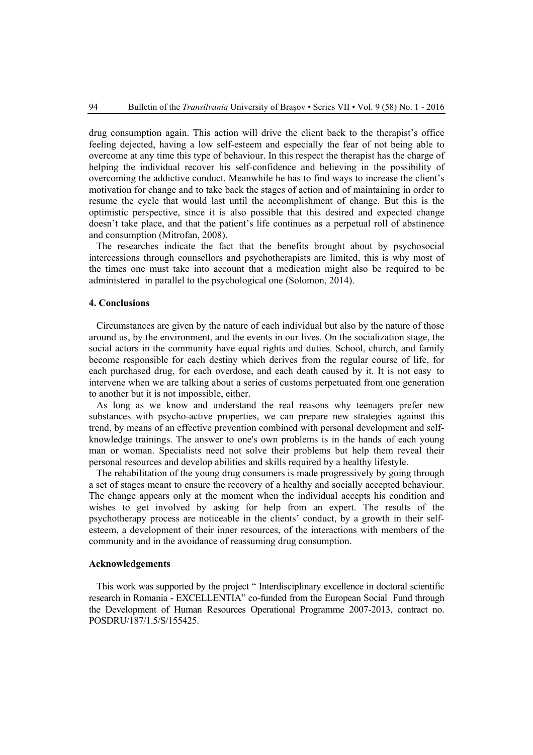drug consumption again. This action will drive the client back to the therapist's office feeling dejected, having a low self-esteem and especially the fear of not being able to overcome at any time this type of behaviour. In this respect the therapist has the charge of helping the individual recover his self-confidence and believing in the possibility of overcoming the addictive conduct. Meanwhile he has to find ways to increase the client's motivation for change and to take back the stages of action and of maintaining in order to resume the cycle that would last until the accomplishment of change. But this is the optimistic perspective, since it is also possible that this desired and expected change doesn't take place, and that the patient's life continues as a perpetual roll of abstinence and consumption (Mitrofan, 2008).

The researches indicate the fact that the benefits brought about by psychosocial intercessions through counsellors and psychotherapists are limited, this is why most of the times one must take into account that a medication might also be required to be administered in parallel to the psychological one (Solomon, 2014).

## 4. Conclusions

Circumstances are given by the nature of each individual but also by the nature of those around us, by the environment, and the events in our lives. On the socialization stage, the social actors in the community have equal rights and duties. School, church, and family become responsible for each destiny which derives from the regular course of life, for each purchased drug, for each overdose, and each death caused by it. It is not easy to intervene when we are talking about a series of customs perpetuated from one generation to another but it is not impossible, either.

As long as we know and understand the real reasons why teenagers prefer new substances with psycho-active properties, we can prepare new strategies against this trend, by means of an effective prevention combined with personal development and self-knowledge trainings. The answer to one's own problems is in the hands of each young man or woman. Specialists need not solve their problems but help them reveal their personal resources and develop abilities and skills required by a healthy lifestyle.

The rehabilitation of the young drug consumers is made progressively by going through a set of stages meant to ensure the recovery of a healthy and socially accepted behaviour. The change appears only at the moment when the individual accepts his condition and wishes to get involved by asking for help from an expert. The results of the psychotherapy process are noticeable in the clients' conduct, by a growth in their self-esteem, a development of their inner resources, of the interactions with members of the community and in the avoidance of reassuming drug consumption.

## Acknowledgements

This work was supported by the project " Interdisciplinary excellence in doctoral scientific research in Romania - EXCELLENTIA" co-funded from the European Social Fund through the Development of Human Resources Operational Programme 2007-2013, contract no. POSDRU/187/1.5/S/155425.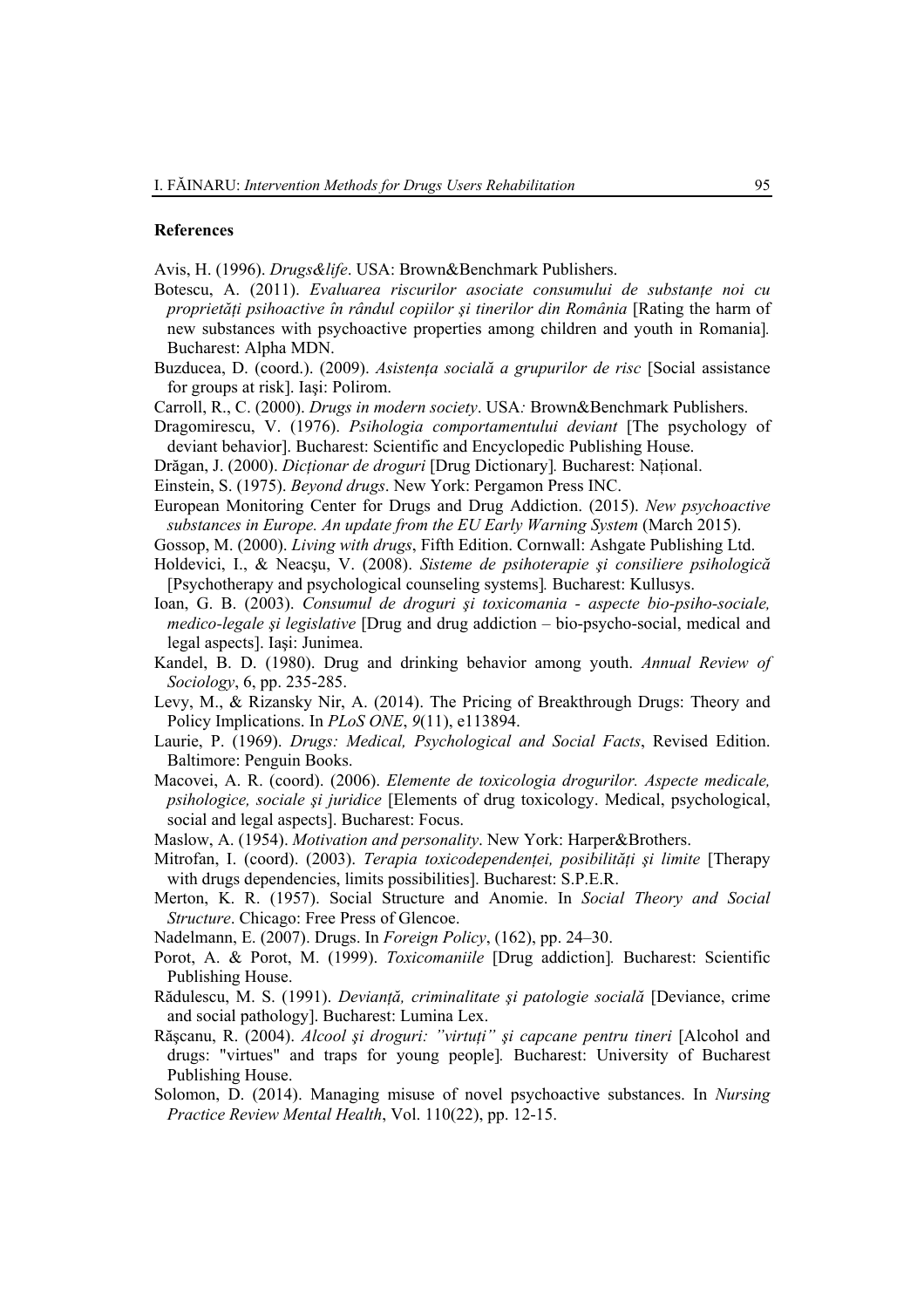## References

Avis, H. (1996). *Drugs&life*. USA: Brown&Benchmark Publishers.

Botescu, A. (2011). *Evaluarea riscurilor asociate consumului de substanțe noi cu proprietăți psihoactive în rândul copiilor şi tinerilor din România* [Rating the harm of new substances with psychoactive properties among children and youth in Romania]*.* Bucharest: Alpha MDN.

Buzducea, D. (coord.). (2009). *Asistența socială a grupurilor de risc* [Social assistance for groups at risk]. Iaşi: Polirom.

Carroll, R., C. (2000). *Drugs in modern society*. USA*:* Brown&Benchmark Publishers.

Dragomirescu, V. (1976). *Psihologia comportamentului deviant* [The psychology of deviant behavior]. Bucharest: Scientific and Encyclopedic Publishing House.

Drăgan, J. (2000). *Dicționar de droguri* [Drug Dictionary]*.* Bucharest: Național.

Einstein, S. (1975). *Beyond drugs*. New York: Pergamon Press INC.

European Monitoring Center for Drugs and Drug Addiction. (2015). *New psychoactive substances in Europe. An update from the EU Early Warning System* (March 2015).

Gossop, M. (2000). *Living with drugs*, Fifth Edition. Cornwall: Ashgate Publishing Ltd.

Holdevici, I., & Neacşu, V. (2008). *Sisteme de psihoterapie şi consiliere psihologică* [Psychotherapy and psychological counseling systems]*.* Bucharest: Kullusys.

Ioan, G. B. (2003). *Consumul de droguri şi toxicomania - aspecte bio-psiho-sociale, medico-legale şi legislative* [Drug and drug addiction – bio-psycho-social, medical and legal aspects]. Iaşi: Junimea.

Kandel, B. D. (1980). Drug and drinking behavior among youth. *Annual Review of Sociology*, 6, pp. 235-285.

Levy, M., & Rizansky Nir, A. (2014). The Pricing of Breakthrough Drugs: Theory and Policy Implications. In *PLoS ONE*, *9*(11), e113894.

Laurie, P. (1969). *Drugs: Medical, Psychological and Social Facts*, Revised Edition. Baltimore: Penguin Books.

Macovei, A. R. (coord). (2006). *Elemente de toxicologia drogurilor. Aspecte medicale, psihologice, sociale şi juridice* [Elements of drug toxicology. Medical, psychological, social and legal aspects]. Bucharest: Focus.

Maslow, A. (1954). *Motivation and personality*. New York: Harper&Brothers.

Mitrofan, I. (coord). (2003). *Terapia toxicodependenței, posibilități şi limite* [Therapy with drugs dependencies, limits possibilities]. Bucharest: S.P.E.R.

Merton, K. R. (1957). Social Structure and Anomie. In *Social Theory and Social Structure*. Chicago: Free Press of Glencoe.

Nadelmann, E. (2007). Drugs. In *Foreign Policy*, (162), pp. 24–30.

Porot, A. & Porot, M. (1999). *Toxicomaniile* [Drug addiction]*.* Bucharest: Scientific Publishing House.

Rădulescu, M. S. (1991). *Devianță, criminalitate şi patologie socială* [Deviance, crime and social pathology]. Bucharest: Lumina Lex.

Răşcanu, R. (2004). *Alcool şi droguri: "virtuți" şi capcane pentru tineri* [Alcohol and drugs: "virtues" and traps for young people]*.* Bucharest: University of Bucharest Publishing House.

Solomon, D. (2014). Managing misuse of novel psychoactive substances. In *Nursing Practice Review Mental Health*, Vol. 110(22), pp. 12-15.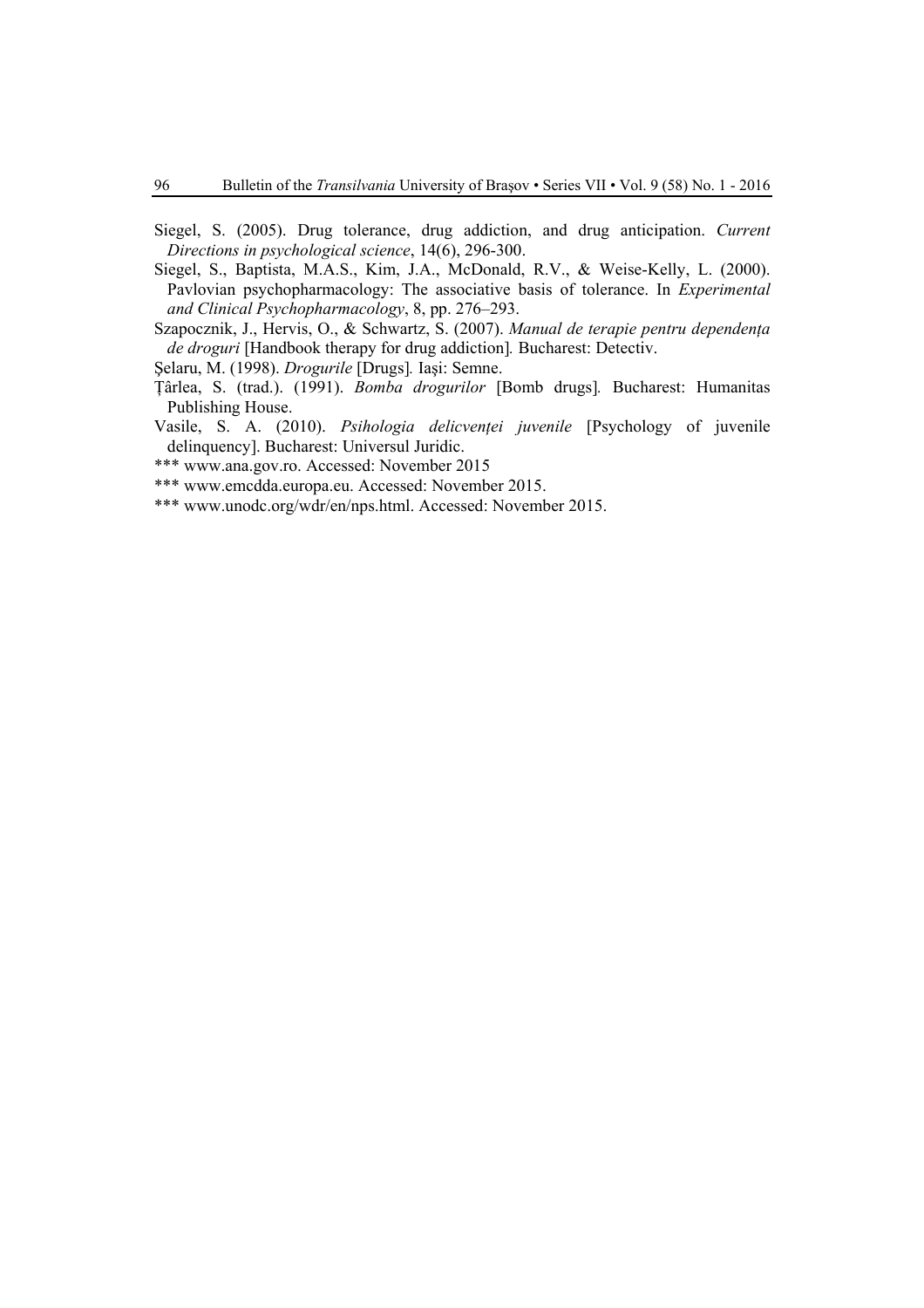Siegel, S. (2005). Drug tolerance, drug addiction, and drug anticipation. *Current Directions in psychological science*, 14(6), 296-300.

Siegel, S., Baptista, M.A.S., Kim, J.A., McDonald, R.V., & Weise-Kelly, L. (2000). Pavlovian psychopharmacology: The associative basis of tolerance. In *Experimental and Clinical Psychopharmacology*, 8, pp. 276–293.

Szapocznik, J., Hervis, O., & Schwartz, S. (2007). *Manual de terapie pentru dependența de droguri* [Handbook therapy for drug addiction]. Bucharest: Detectiv.

Şelaru, M. (1998). *Drogurile* [Drugs]. Iaşi: Semne.

Țârlea, S. (trad.). (1991). *Bomba drogurilor* [Bomb drugs]. Bucharest: Humanitas Publishing House.

Vasile, S. A. (2010). *Psihologia delicvenței juvenile* [Psychology of juvenile delinquency]. Bucharest: Universul Juridic.

*** www.ana.gov.ro. Accessed: November 2015

*** www.emcdda.europa.eu. Accessed: November 2015.

*** www.unodc.org/wdr/en/nps.html. Accessed: November 2015.